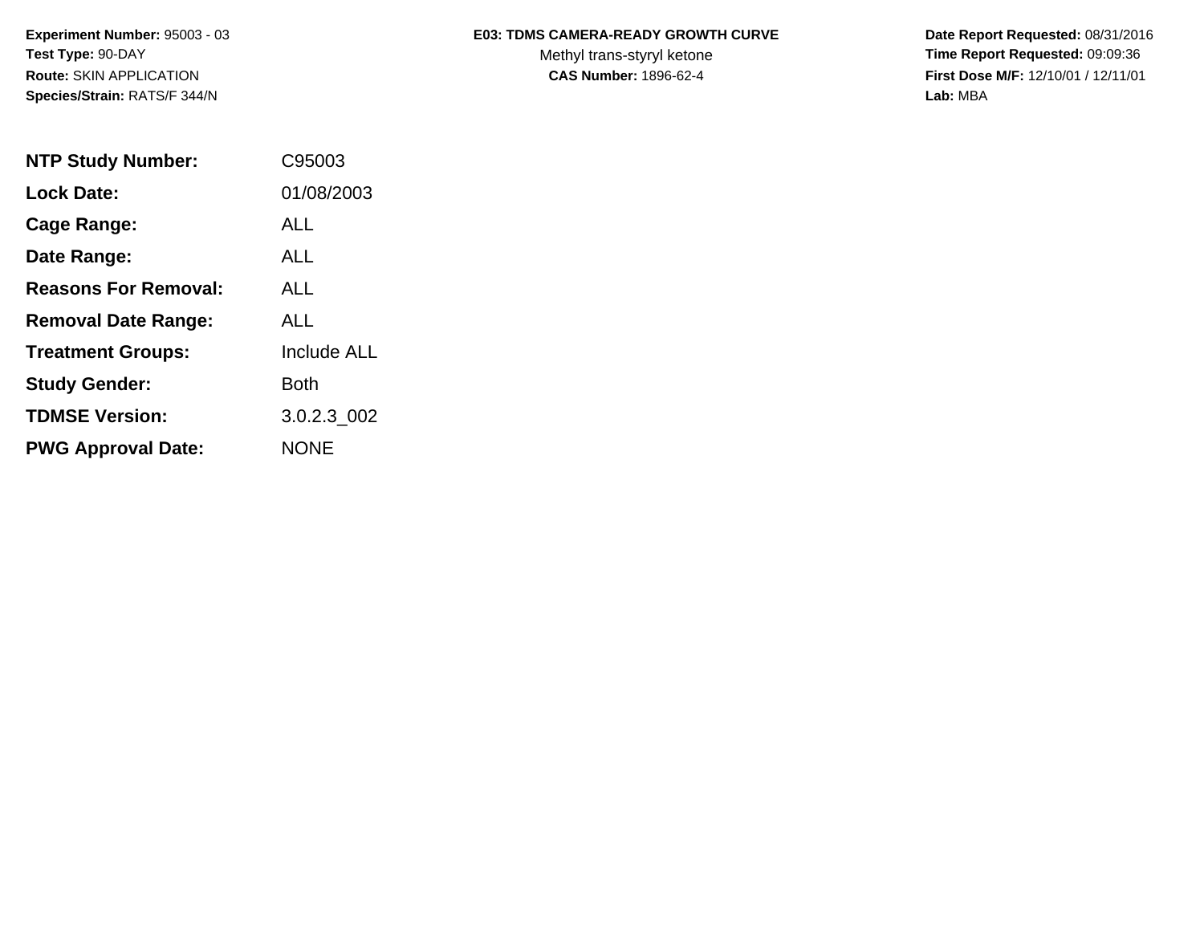**Experiment Number:** 95003 - 03
**Test Type:** 90-DAY
**Route:** SKIN APPLICATION
**Species/Strain:** RATS/F 344/N

**E03: TDMS CAMERA-READY GROWTH CURVE**
Methyl trans-styryl ketone
**CAS Number:** 1896-62-4

**Date Report Requested:** 08/31/2016
**Time Report Requested:** 09:09:36
**First Dose M/F:** 12/10/01 / 12/11/01
**Lab:** MBA

| | |
|---|---|
| **NTP Study Number:** | C95003 |
| **Lock Date:** | 01/08/2003 |
| **Cage Range:** | ALL |
| **Date Range:** | ALL |
| **Reasons For Removal:** | ALL |
| **Removal Date Range:** | ALL |
| **Treatment Groups:** | Include ALL |
| **Study Gender:** | Both |
| **TDMSE Version:** | 3.0.2.3_002 |
| **PWG Approval Date:** | NONE |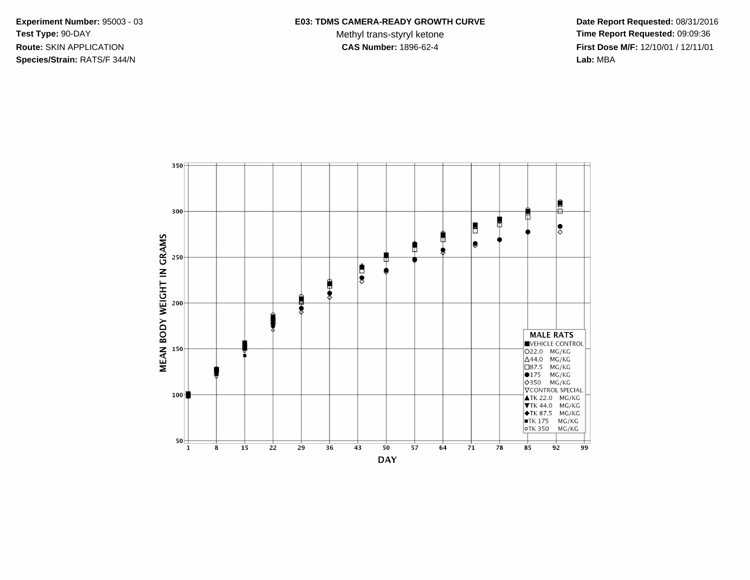**Experiment Number:** 95003 - 03
**Test Type:** 90-DAY
**Route:** SKIN APPLICATION
**Species/Strain:** RATS/F 344/N

**E03: TDMS CAMERA-READY GROWTH CURVE**
Methyl trans-styryl ketone
**CAS Number:** 1896-62-4

**Date Report Requested:** 08/31/2016
**Time Report Requested:** 09:09:36
**First Dose M/F:** 12/10/01 / 12/11/01
**Lab:** MBA

MEAN BODY WEIGHT IN GRAMS

DAY

**MALE RATS**
- ■ VEHICLE CONTROL
- ○ 22.0 MG/KG
- △ 44.0 MG/KG
- □ 87.5 MG/KG
- ● 175 MG/KG
- ◇ 350 MG/KG
- ▽ CONTROL SPECIAL
- ▲ TK 22.0 MG/KG
- ▼ TK 44.0 MG/KG
- ◆ TK 87.5 MG/KG
- ■ TK 175 MG/KG
- ○ TK 350 MG/KG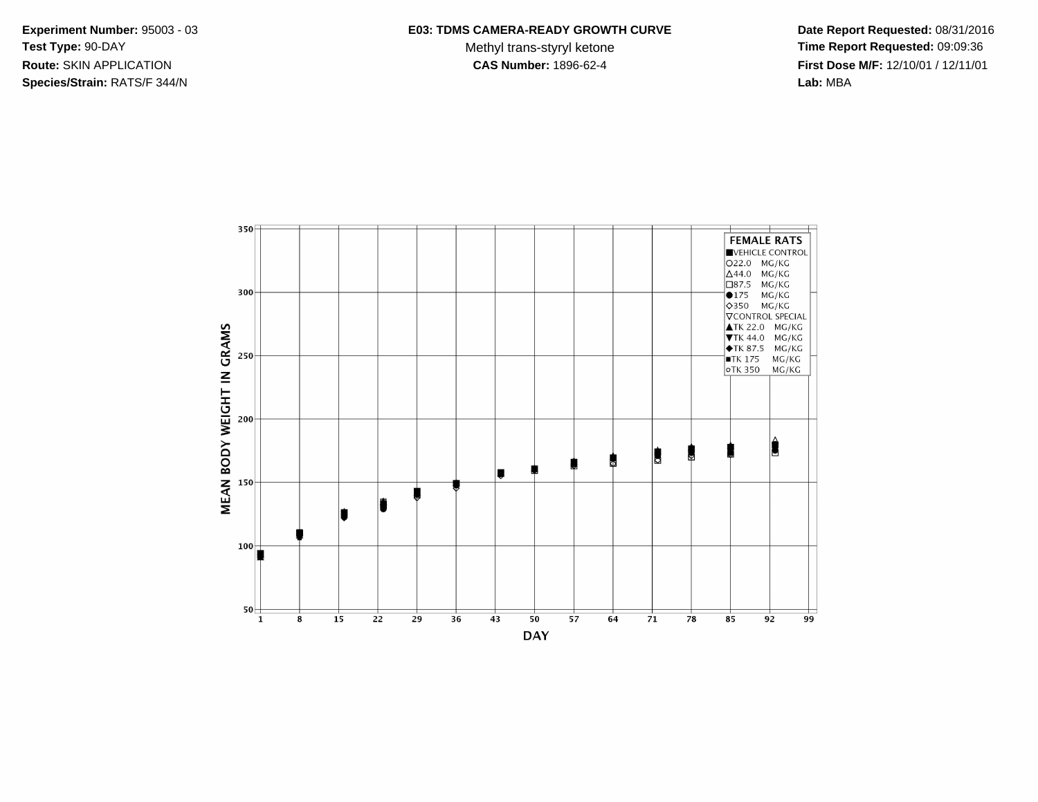**Experiment Number:** 95003 - 03
**Test Type:** 90-DAY
**Route:** SKIN APPLICATION
**Species/Strain:** RATS/F 344/N

**E03: TDMS CAMERA-READY GROWTH CURVE**
Methyl trans-styryl ketone
**CAS Number:** 1896-62-4

**Date Report Requested:** 08/31/2016
**Time Report Requested:** 09:09:36
**First Dose M/F:** 12/10/01 / 12/11/01
**Lab:** MBA

FEMALE RATS
VEHICLE CONTROL
22.0 MG/KG
44.0 MG/KG
87.5 MG/KG
175 MG/KG
350 MG/KG
CONTROL SPECIAL
TK 22.0 MG/KG
TK 44.0 MG/KG
TK 87.5 MG/KG
TK 175 MG/KG
TK 350 MG/KG

MEAN BODY WEIGHT IN GRAMS
350
300
250
200
150
100
50

DAY
1 8 15 22 29 36 43 50 57 64 71 78 85 92 99